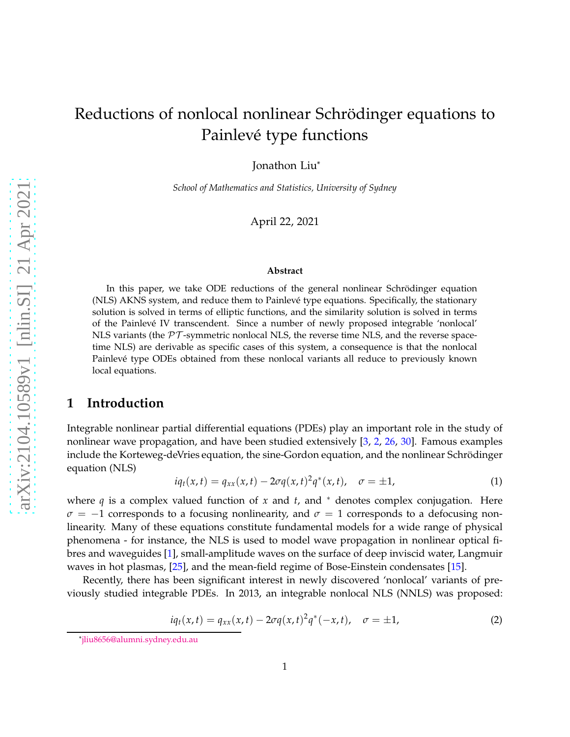# Reductions of nonlocal nonlinear Schrödinger equations to Painlevé type functions

Jonathon Liu[*]

*School of Mathematics and Statistics, University of Sydney*

April 22, 2021

### Abstract

In this paper, we take ODE reductions of the general nonlinear Schrödinger equation (NLS) AKNS system, and reduce them to Painlevé type equations. Specifically, the stationary solution is solved in terms of elliptic functions, and the similarity solution is solved in terms of the Painlevé IV transcendent. Since a number of newly proposed integrable 'nonlocal' NLS variants (the $\mathcal{PT}$-symmetric nonlocal NLS, the reverse time NLS, and the reverse space-time NLS) are derivable as specific cases of this system, a consequence is that the nonlocal Painlevé type ODEs obtained from these nonlocal variants all reduce to previously known local equations.

## 1 Introduction

Integrable nonlinear partial differential equations (PDEs) play an important role in the study of nonlinear wave propagation, and have been studied extensively [3, 2, 26, 30]. Famous examples include the Korteweg-deVries equation, the sine-Gordon equation, and the nonlinear Schrödinger equation (NLS)

$$iq_t(x,t) = q_{xx}(x,t) - 2\sigma q(x,t)^2 q^*(x,t), \quad \sigma = \pm 1, \tag{1}$$

where $q$ is a complex valued function of $x$ and $t$, and $^*$ denotes complex conjugation. Here $\sigma = -1$ corresponds to a focusing nonlinearity, and $\sigma = 1$ corresponds to a defocusing nonlinearity. Many of these equations constitute fundamental models for a wide range of physical phenomena - for instance, the NLS is used to model wave propagation in nonlinear optical fibres and waveguides [1], small-amplitude waves on the surface of deep inviscid water, Langmuir waves in hot plasmas, [25], and the mean-field regime of Bose-Einstein condensates [15].

Recently, there has been significant interest in newly discovered 'nonlocal' variants of previously studied integrable PDEs. In 2013, an integrable nonlocal NLS (NNLS) was proposed:

$$iq_t(x,t) = q_{xx}(x,t) - 2\sigma q(x,t)^2 q^*(-x,t), \quad \sigma = \pm 1, \tag{2}$$

[*] jliu8656@alumni.sydney.edu.au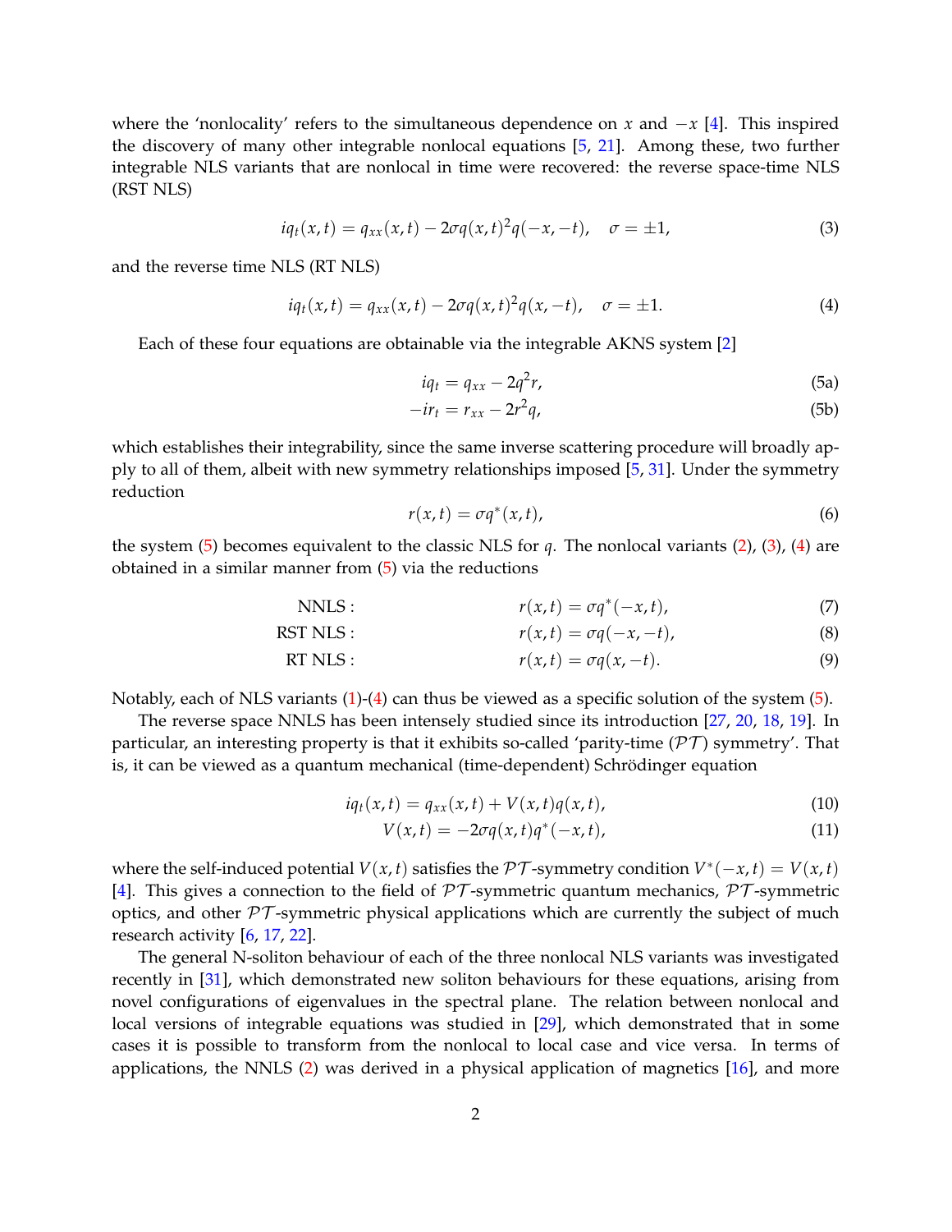where the 'nonlocality' refers to the simultaneous dependence on $x$ and $-x$ [4]. This inspired the discovery of many other integrable nonlocal equations [5, 21]. Among these, two further integrable NLS variants that are nonlocal in time were recovered: the reverse space-time NLS (RST NLS)

$$iq_t(x,t) = q_{xx}(x,t) - 2\sigma q(x,t)^2 q(-x,-t), \quad \sigma = \pm 1, \tag{3}$$

and the reverse time NLS (RT NLS)

$$iq_t(x,t) = q_{xx}(x,t) - 2\sigma q(x,t)^2 q(x,-t), \quad \sigma = \pm 1. \tag{4}$$

Each of these four equations are obtainable via the integrable AKNS system [2]

$$iq_t = q_{xx} - 2q^2 r, \tag{5a}$$

$$-ir_t = r_{xx} - 2r^2 q, \tag{5b}$$

which establishes their integrability, since the same inverse scattering procedure will broadly apply to all of them, albeit with new symmetry relationships imposed [5, 31]. Under the symmetry reduction

$$r(x,t) = \sigma q^*(x,t), \tag{6}$$

the system (5) becomes equivalent to the classic NLS for $q$. The nonlocal variants (2), (3), (4) are obtained in a similar manner from (5) via the reductions

$$\text{NNLS}: \qquad r(x,t) = \sigma q^*(-x,t), \tag{7}$$

$$\text{RST NLS}: \qquad r(x,t) = \sigma q(-x,-t), \tag{8}$$

$$\text{RT NLS}: \qquad r(x,t) = \sigma q(x,-t). \tag{9}$$

Notably, each of NLS variants (1)-(4) can thus be viewed as a specific solution of the system (5).

The reverse space NNLS has been intensely studied since its introduction [27, 20, 18, 19]. In particular, an interesting property is that it exhibits so-called 'parity-time ($\mathcal{PT}$) symmetry'. That is, it can be viewed as a quantum mechanical (time-dependent) Schrödinger equation

$$iq_t(x,t) = q_{xx}(x,t) + V(x,t)q(x,t), \tag{10}$$

$$V(x,t) = -2\sigma q(x,t)q^*(-x,t), \tag{11}$$

where the self-induced potential $V(x,t)$ satisfies the $\mathcal{PT}$-symmetry condition $V^*(-x,t) = V(x,t)$ [4]. This gives a connection to the field of $\mathcal{PT}$-symmetric quantum mechanics, $\mathcal{PT}$-symmetric optics, and other $\mathcal{PT}$-symmetric physical applications which are currently the subject of much research activity [6, 17, 22].

The general N-soliton behaviour of each of the three nonlocal NLS variants was investigated recently in [31], which demonstrated new soliton behaviours for these equations, arising from novel configurations of eigenvalues in the spectral plane. The relation between nonlocal and local versions of integrable equations was studied in [29], which demonstrated that in some cases it is possible to transform from the nonlocal to local case and vice versa. In terms of applications, the NNLS (2) was derived in a physical application of magnetics [16], and more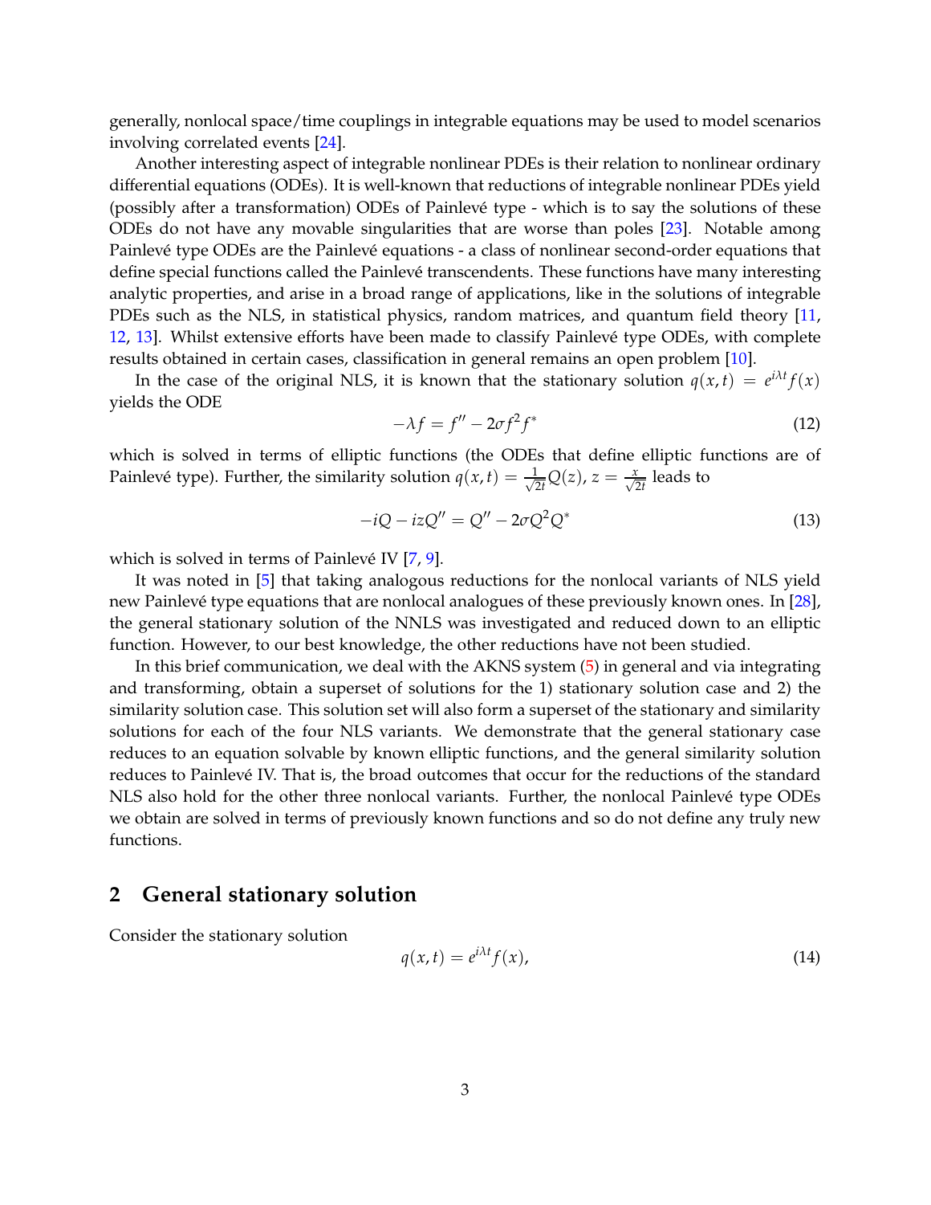generally, nonlocal space/time couplings in integrable equations may be used to model scenarios involving correlated events [24].

Another interesting aspect of integrable nonlinear PDEs is their relation to nonlinear ordinary differential equations (ODEs). It is well-known that reductions of integrable nonlinear PDEs yield (possibly after a transformation) ODEs of Painlevé type - which is to say the solutions of these ODEs do not have any movable singularities that are worse than poles [23]. Notable among Painlevé type ODEs are the Painlevé equations - a class of nonlinear second-order equations that define special functions called the Painlevé transcendents. These functions have many interesting analytic properties, and arise in a broad range of applications, like in the solutions of integrable PDEs such as the NLS, in statistical physics, random matrices, and quantum field theory [11, 12, 13]. Whilst extensive efforts have been made to classify Painlevé type ODEs, with complete results obtained in certain cases, classification in general remains an open problem [10].

In the case of the original NLS, it is known that the stationary solution $q(x,t) = e^{i\lambda t} f(x)$ yields the ODE

$$-\lambda f = f'' - 2\sigma f^2 f^* \tag{12}$$

which is solved in terms of elliptic functions (the ODEs that define elliptic functions are of Painlevé type). Further, the similarity solution $q(x,t) = \frac{1}{\sqrt{2t}} Q(z)$, $z = \frac{x}{\sqrt{2t}}$ leads to

$$-iQ - izQ'' = Q'' - 2\sigma Q^2 Q^* \tag{13}$$

which is solved in terms of Painlevé IV [7, 9].

It was noted in [5] that taking analogous reductions for the nonlocal variants of NLS yield new Painlevé type equations that are nonlocal analogues of these previously known ones. In [28], the general stationary solution of the NNLS was investigated and reduced down to an elliptic function. However, to our best knowledge, the other reductions have not been studied.

In this brief communication, we deal with the AKNS system (5) in general and via integrating and transforming, obtain a superset of solutions for the 1) stationary solution case and 2) the similarity solution case. This solution set will also form a superset of the stationary and similarity solutions for each of the four NLS variants. We demonstrate that the general stationary case reduces to an equation solvable by known elliptic functions, and the general similarity solution reduces to Painlevé IV. That is, the broad outcomes that occur for the reductions of the standard NLS also hold for the other three nonlocal variants. Further, the nonlocal Painlevé type ODEs we obtain are solved in terms of previously known functions and so do not define any truly new functions.

## 2 General stationary solution

Consider the stationary solution

$$q(x,t) = e^{i\lambda t} f(x), \tag{14}$$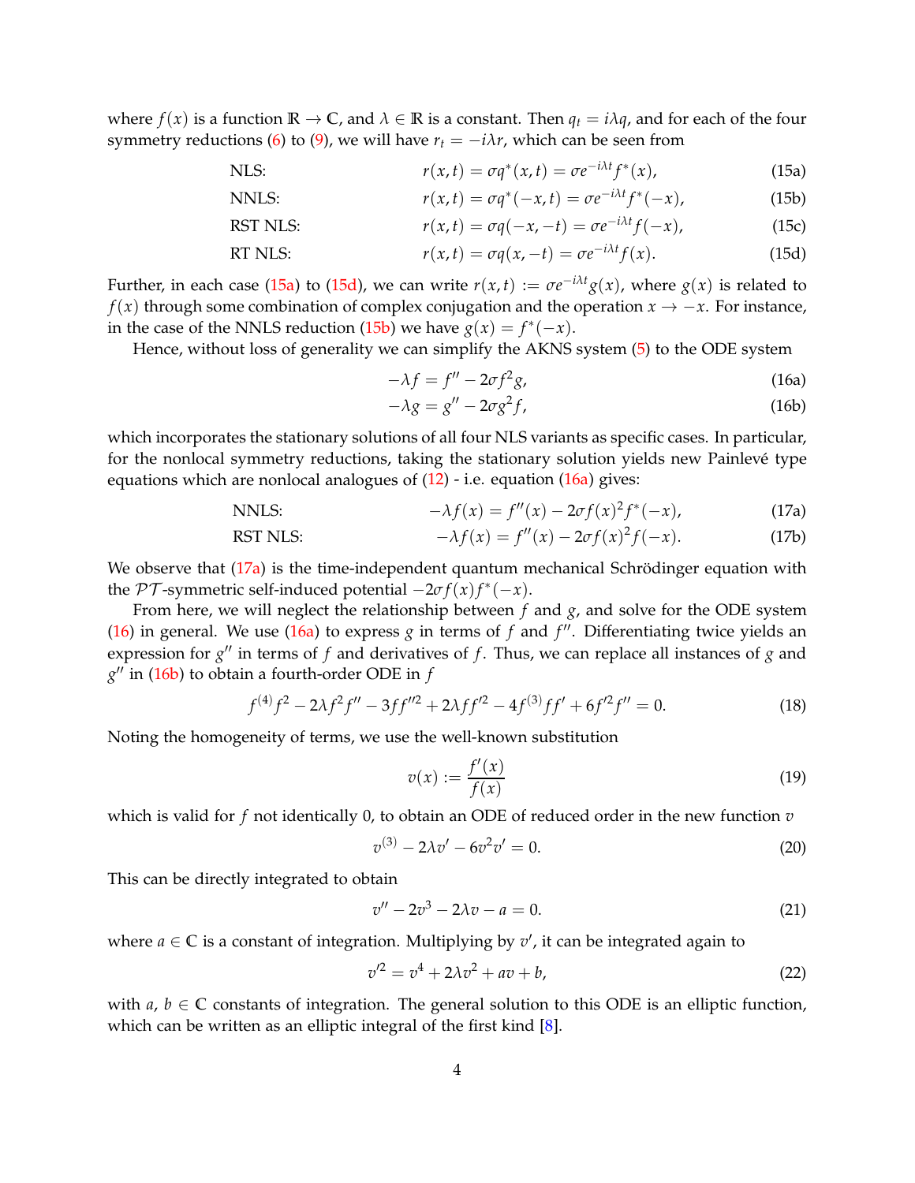where $f(x)$ is a function $\mathbb{R} \to \mathbb{C}$, and $\lambda \in \mathbb{R}$ is a constant. Then $q_t = i\lambda q$, and for each of the four symmetry reductions (6) to (9), we will have $r_t = -i\lambda r$, which can be seen from

$$\text{NLS:} \qquad r(x,t) = \sigma q^*(x,t) = \sigma e^{-i\lambda t} f^*(x), \tag{15a}$$

$$\text{NNLS:} \qquad r(x,t) = \sigma q^*(-x,t) = \sigma e^{-i\lambda t} f^*(-x), \tag{15b}$$

$$\text{RST NLS:} \qquad r(x,t) = \sigma q(-x,-t) = \sigma e^{-i\lambda t} f(-x), \tag{15c}$$

$$\text{RT NLS:} \qquad r(x,t) = \sigma q(x,-t) = \sigma e^{-i\lambda t} f(x). \tag{15d}$$

Further, in each case (15a) to (15d), we can write $r(x,t) := \sigma e^{-i\lambda t} g(x)$, where $g(x)$ is related to $f(x)$ through some combination of complex conjugation and the operation $x \to -x$. For instance, in the case of the NNLS reduction (15b) we have $g(x) = f^*(-x)$.

Hence, without loss of generality we can simplify the AKNS system (5) to the ODE system

$$-\lambda f = f'' - 2\sigma f^2 g, \tag{16a}$$

$$-\lambda g = g'' - 2\sigma g^2 f, \tag{16b}$$

which incorporates the stationary solutions of all four NLS variants as specific cases. In particular, for the nonlocal symmetry reductions, taking the stationary solution yields new Painlevé type equations which are nonlocal analogues of (12) - i.e. equation (16a) gives:

$$\text{NNLS:} \qquad -\lambda f(x) = f''(x) - 2\sigma f(x)^2 f^*(-x), \tag{17a}$$

$$\text{RST NLS:} \qquad -\lambda f(x) = f''(x) - 2\sigma f(x)^2 f(-x). \tag{17b}$$

We observe that (17a) is the time-independent quantum mechanical Schrödinger equation with the $\mathcal{PT}$-symmetric self-induced potential $-2\sigma f(x) f^*(-x)$.

From here, we will neglect the relationship between $f$ and $g$, and solve for the ODE system (16) in general. We use (16a) to express $g$ in terms of $f$ and $f''$. Differentiating twice yields an expression for $g''$ in terms of $f$ and derivatives of $f$. Thus, we can replace all instances of $g$ and $g''$ in (16b) to obtain a fourth-order ODE in $f$

$$f^{(4)} f^2 - 2\lambda f^2 f'' - 3 f f''^2 + 2\lambda f f'^2 - 4 f^{(3)} f f' + 6 f'^2 f'' = 0. \tag{18}$$

Noting the homogeneity of terms, we use the well-known substitution

$$v(x) := \frac{f'(x)}{f(x)} \tag{19}$$

which is valid for $f$ not identically 0, to obtain an ODE of reduced order in the new function $v$

$$v^{(3)} - 2\lambda v' - 6 v^2 v' = 0. \tag{20}$$

This can be directly integrated to obtain

$$v'' - 2v^3 - 2\lambda v - a = 0. \tag{21}$$

where $a \in \mathbb{C}$ is a constant of integration. Multiplying by $v'$, it can be integrated again to

$$v'^2 = v^4 + 2\lambda v^2 + a v + b, \tag{22}$$

with $a, b \in \mathbb{C}$ constants of integration. The general solution to this ODE is an elliptic function, which can be written as an elliptic integral of the first kind [8].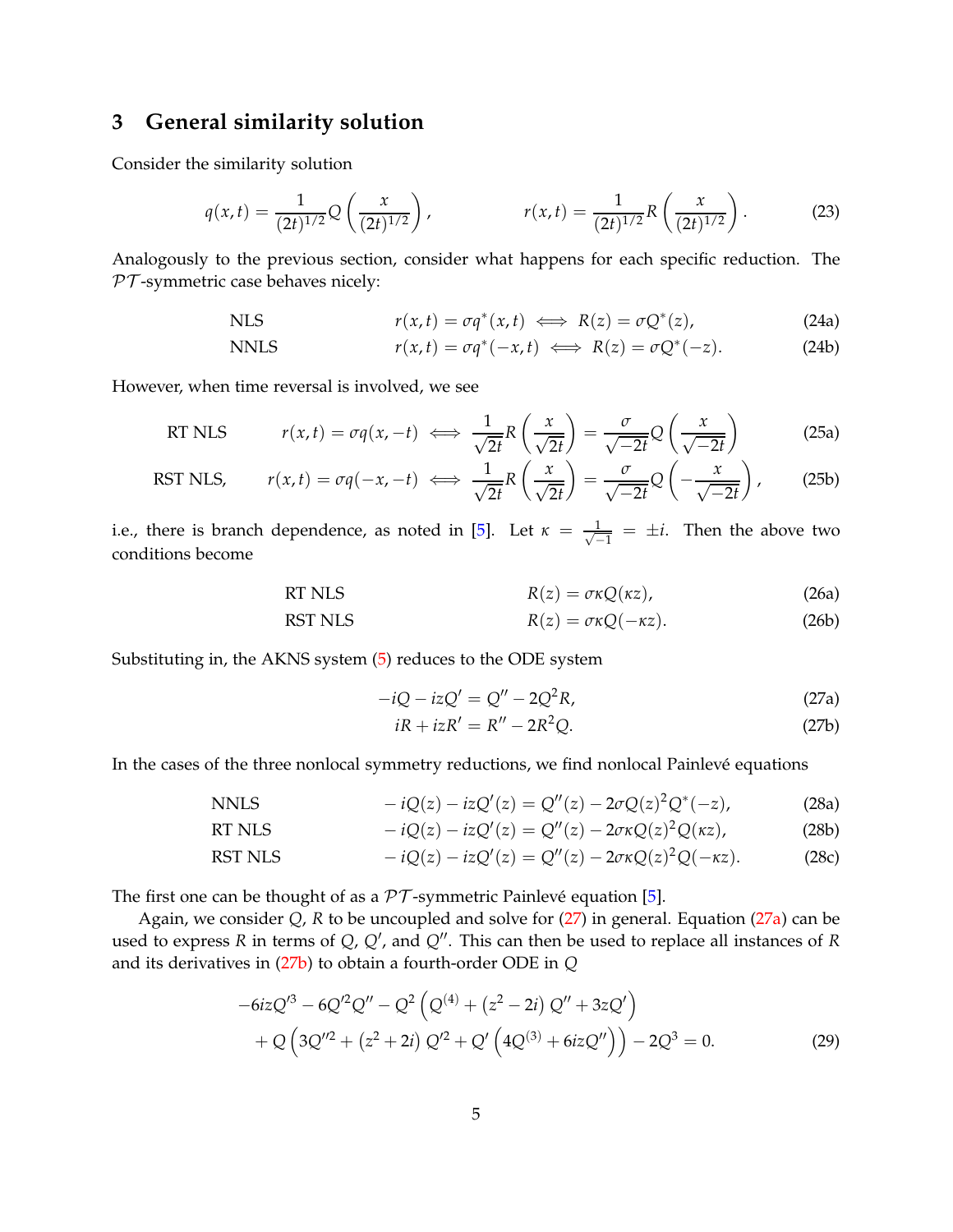## 3 General similarity solution

Consider the similarity solution

$$q(x,t) = \frac{1}{(2t)^{1/2}} Q\left(\frac{x}{(2t)^{1/2}}\right), \qquad r(x,t) = \frac{1}{(2t)^{1/2}} R\left(\frac{x}{(2t)^{1/2}}\right). \tag{23}$$

Analogously to the previous section, consider what happens for each specific reduction. The $\mathcal{PT}$-symmetric case behaves nicely:

$$\text{NLS} \qquad r(x,t) = \sigma q^*(x,t) \iff R(z) = \sigma Q^*(z), \tag{24a}$$

$$\text{NNLS} \qquad r(x,t) = \sigma q^*(-x,t) \iff R(z) = \sigma Q^*(-z). \tag{24b}$$

However, when time reversal is involved, we see

$$\text{RT NLS} \qquad r(x,t) = \sigma q(x,-t) \iff \frac{1}{\sqrt{2t}} R\left(\frac{x}{\sqrt{2t}}\right) = \frac{\sigma}{\sqrt{-2t}} Q\left(\frac{x}{\sqrt{-2t}}\right) \tag{25a}$$

$$\text{RST NLS,} \qquad r(x,t) = \sigma q(-x,-t) \iff \frac{1}{\sqrt{2t}} R\left(\frac{x}{\sqrt{2t}}\right) = \frac{\sigma}{\sqrt{-2t}} Q\left(-\frac{x}{\sqrt{-2t}}\right), \tag{25b}$$

i.e., there is branch dependence, as noted in [5]. Let $\kappa = \frac{1}{\sqrt{-1}} = \pm i$. Then the above two conditions become

$$\text{RT NLS} \qquad R(z) = \sigma\kappa Q(\kappa z), \tag{26a}$$

$$\text{RST NLS} \qquad R(z) = \sigma\kappa Q(-\kappa z). \tag{26b}$$

Substituting in, the AKNS system (5) reduces to the ODE system

$$-iQ - izQ' = Q'' - 2Q^2 R, \tag{27a}$$

$$iR + izR' = R'' - 2R^2 Q. \tag{27b}$$

In the cases of the three nonlocal symmetry reductions, we find nonlocal Painlevé equations

$$\text{NNLS} \qquad -iQ(z) - izQ'(z) = Q''(z) - 2\sigma Q(z)^2 Q^*(-z), \tag{28a}$$

$$\text{RT NLS} \qquad -iQ(z) - izQ'(z) = Q''(z) - 2\sigma\kappa Q(z)^2 Q(\kappa z), \tag{28b}$$

$$\text{RST NLS} \qquad -iQ(z) - izQ'(z) = Q''(z) - 2\sigma\kappa Q(z)^2 Q(-\kappa z). \tag{28c}$$

The first one can be thought of as a $\mathcal{PT}$-symmetric Painlevé equation [5].

Again, we consider $Q$, $R$ to be uncoupled and solve for (27) in general. Equation (27a) can be used to express $R$ in terms of $Q$, $Q'$, and $Q''$. This can then be used to replace all instances of $R$ and its derivatives in (27b) to obtain a fourth-order ODE in $Q$

$$\begin{aligned} &-6izQ'^3 - 6Q'^2 Q'' - Q^2\left(Q^{(4)} + \left(z^2 - 2i\right)Q'' + 3zQ'\right) \\ &\quad + Q\left(3Q''^2 + \left(z^2 + 2i\right)Q'^2 + Q'\left(4Q^{(3)} + 6izQ''\right)\right) - 2Q^3 = 0. \end{aligned} \tag{29}$$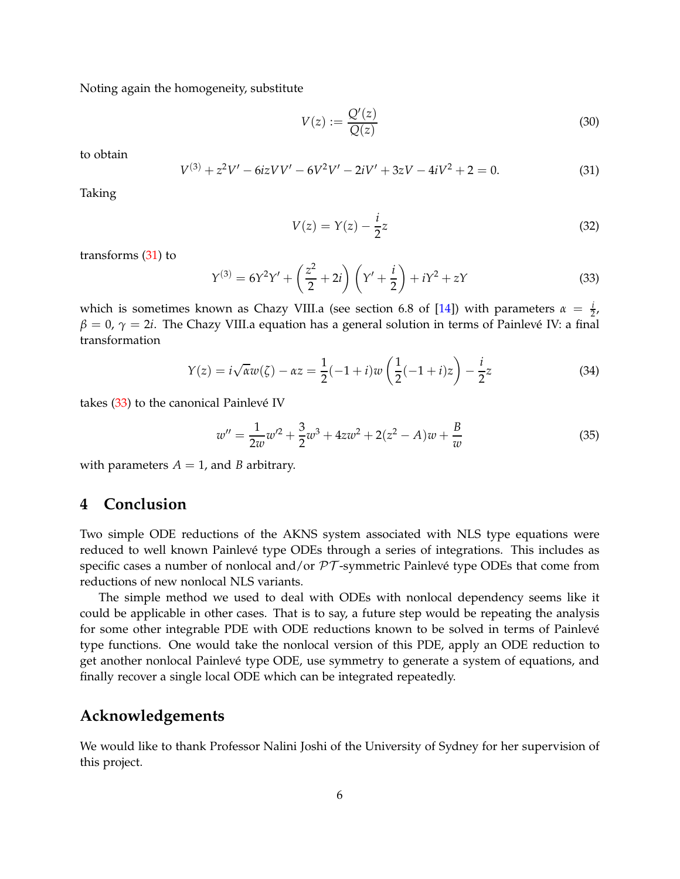Noting again the homogeneity, substitute

$$V(z) := \frac{Q'(z)}{Q(z)} \tag{30}$$

to obtain

$$V^{(3)} + z^2 V' - 6izVV' - 6V^2V' - 2iV' + 3zV - 4iV^2 + 2 = 0. \tag{31}$$

Taking

$$V(z) = Y(z) - \frac{i}{2}z \tag{32}$$

transforms (31) to

$$Y^{(3)} = 6Y^2Y' + \left(\frac{z^2}{2} + 2i\right)\left(Y' + \frac{i}{2}\right) + iY^2 + zY \tag{33}$$

which is sometimes known as Chazy VIII.a (see section 6.8 of [14]) with parameters $\alpha = \frac{i}{2}$, $\beta = 0$, $\gamma = 2i$. The Chazy VIII.a equation has a general solution in terms of Painlevé IV: a final transformation

$$Y(z) = i\sqrt{\alpha}w(\zeta) - \alpha z = \frac{1}{2}(-1+i)w\left(\frac{1}{2}(-1+i)z\right) - \frac{i}{2}z \tag{34}$$

takes (33) to the canonical Painlevé IV

$$w'' = \frac{1}{2w}w'^2 + \frac{3}{2}w^3 + 4zw^2 + 2(z^2 - A)w + \frac{B}{w} \tag{35}$$

with parameters $A = 1$, and $B$ arbitrary.

## 4 Conclusion

Two simple ODE reductions of the AKNS system associated with NLS type equations were reduced to well known Painlevé type ODEs through a series of integrations. This includes as specific cases a number of nonlocal and/or $\mathcal{PT}$-symmetric Painlevé type ODEs that come from reductions of new nonlocal NLS variants.

The simple method we used to deal with ODEs with nonlocal dependency seems like it could be applicable in other cases. That is to say, a future step would be repeating the analysis for some other integrable PDE with ODE reductions known to be solved in terms of Painlevé type functions. One would take the nonlocal version of this PDE, apply an ODE reduction to get another nonlocal Painlevé type ODE, use symmetry to generate a system of equations, and finally recover a single local ODE which can be integrated repeatedly.

## Acknowledgements

We would like to thank Professor Nalini Joshi of the University of Sydney for her supervision of this project.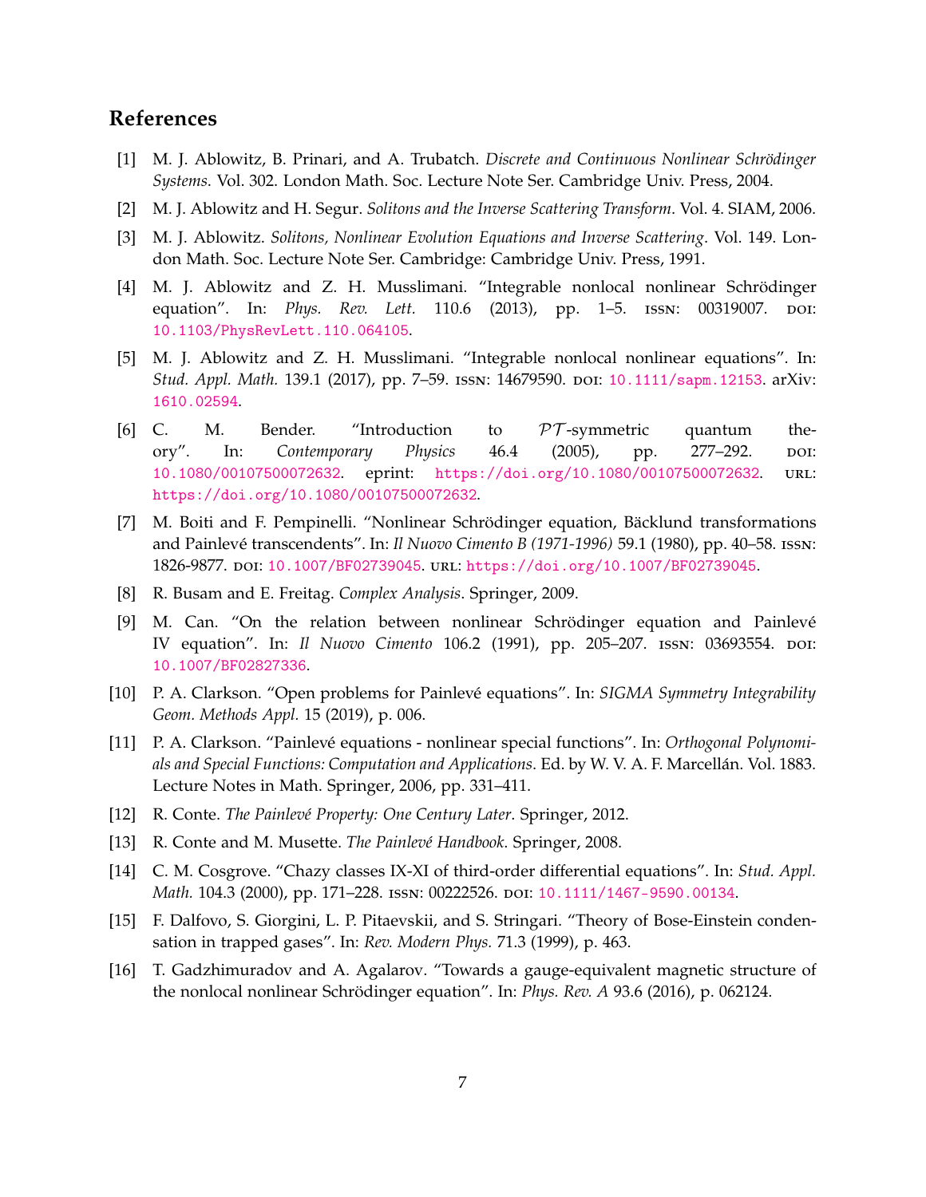## References

[1] M. J. Ablowitz, B. Prinari, and A. Trubatch. *Discrete and Continuous Nonlinear Schrödinger Systems*. Vol. 302. London Math. Soc. Lecture Note Ser. Cambridge Univ. Press, 2004.

[2] M. J. Ablowitz and H. Segur. *Solitons and the Inverse Scattering Transform*. Vol. 4. SIAM, 2006.

[3] M. J. Ablowitz. *Solitons, Nonlinear Evolution Equations and Inverse Scattering*. Vol. 149. London Math. Soc. Lecture Note Ser. Cambridge: Cambridge Univ. Press, 1991.

[4] M. J. Ablowitz and Z. H. Musslimani. "Integrable nonlocal nonlinear Schrödinger equation". In: *Phys. Rev. Lett.* 110.6 (2013), pp. 1–5. ISSN: 00319007. DOI: 10.1103/PhysRevLett.110.064105.

[5] M. J. Ablowitz and Z. H. Musslimani. "Integrable nonlocal nonlinear equations". In: *Stud. Appl. Math.* 139.1 (2017), pp. 7–59. ISSN: 14679590. DOI: 10.1111/sapm.12153. arXiv: 1610.02594.

[6] C. M. Bender. "Introduction to $\mathcal{PT}$-symmetric quantum theory". In: *Contemporary Physics* 46.4 (2005), pp. 277–292. DOI: 10.1080/00107500072632. eprint: https://doi.org/10.1080/00107500072632. URL: https://doi.org/10.1080/00107500072632.

[7] M. Boiti and F. Pempinelli. "Nonlinear Schrödinger equation, Bäcklund transformations and Painlevé transcendents". In: *Il Nuovo Cimento B (1971-1996)* 59.1 (1980), pp. 40–58. ISSN: 1826-9877. DOI: 10.1007/BF02739045. URL: https://doi.org/10.1007/BF02739045.

[8] R. Busam and E. Freitag. *Complex Analysis*. Springer, 2009.

[9] M. Can. "On the relation between nonlinear Schrödinger equation and Painlevé IV equation". In: *Il Nuovo Cimento* 106.2 (1991), pp. 205–207. ISSN: 03693554. DOI: 10.1007/BF02827336.

[10] P. A. Clarkson. "Open problems for Painlevé equations". In: *SIGMA Symmetry Integrability Geom. Methods Appl.* 15 (2019), p. 006.

[11] P. A. Clarkson. "Painlevé equations - nonlinear special functions". In: *Orthogonal Polynomials and Special Functions: Computation and Applications*. Ed. by W. V. A. F. Marcellán. Vol. 1883. Lecture Notes in Math. Springer, 2006, pp. 331–411.

[12] R. Conte. *The Painlevé Property: One Century Later*. Springer, 2012.

[13] R. Conte and M. Musette. *The Painlevé Handbook*. Springer, 2008.

[14] C. M. Cosgrove. "Chazy classes IX-XI of third-order differential equations". In: *Stud. Appl. Math.* 104.3 (2000), pp. 171–228. ISSN: 00222526. DOI: 10.1111/1467-9590.00134.

[15] F. Dalfovo, S. Giorgini, L. P. Pitaevskii, and S. Stringari. "Theory of Bose-Einstein condensation in trapped gases". In: *Rev. Modern Phys.* 71.3 (1999), p. 463.

[16] T. Gadzhimuradov and A. Agalarov. "Towards a gauge-equivalent magnetic structure of the nonlocal nonlinear Schrödinger equation". In: *Phys. Rev. A* 93.6 (2016), p. 062124.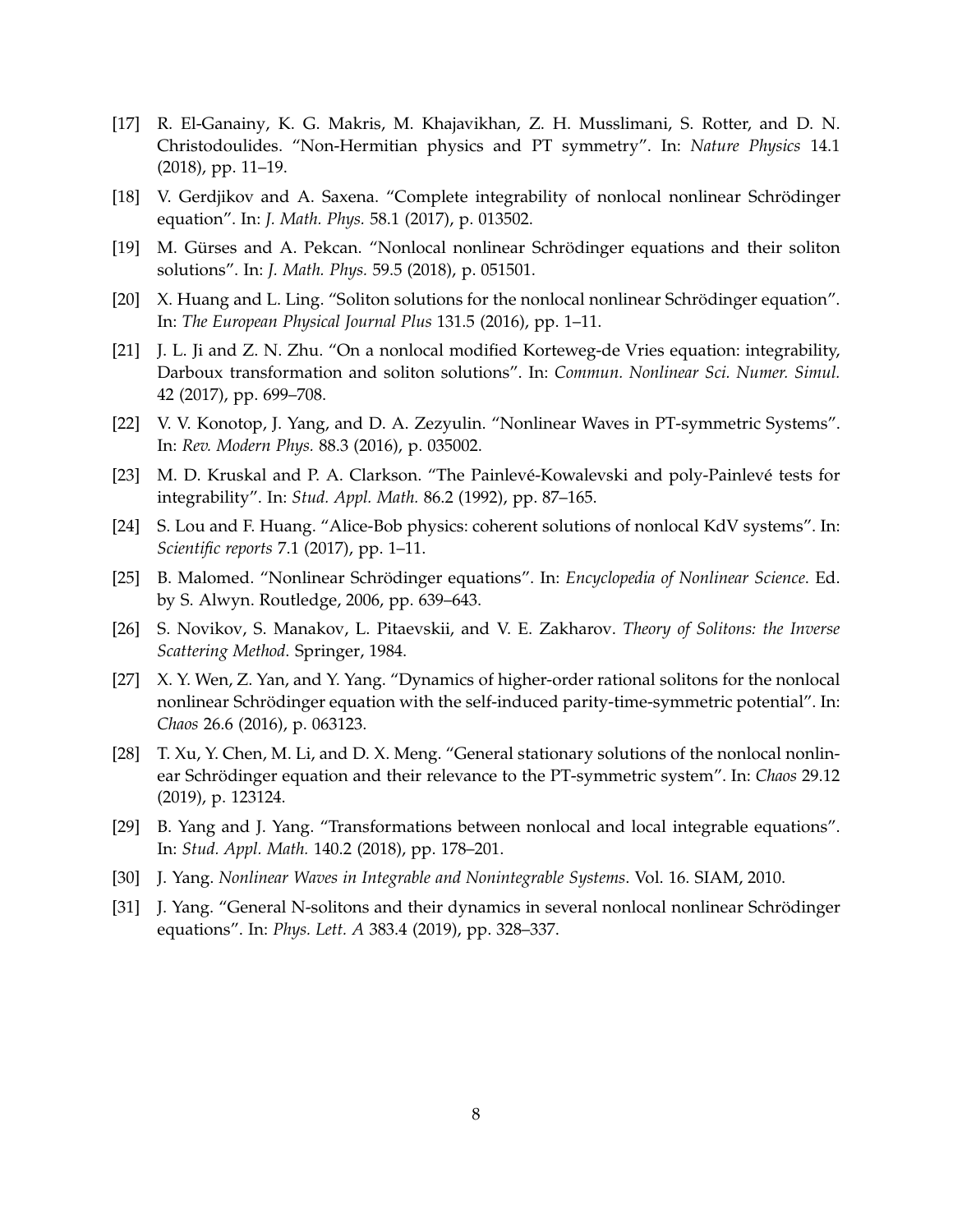[17] R. El-Ganainy, K. G. Makris, M. Khajavikhan, Z. H. Musslimani, S. Rotter, and D. N. Christodoulides. "Non-Hermitian physics and PT symmetry". In: *Nature Physics* 14.1 (2018), pp. 11–19.

[18] V. Gerdjikov and A. Saxena. "Complete integrability of nonlocal nonlinear Schrödinger equation". In: *J. Math. Phys.* 58.1 (2017), p. 013502.

[19] M. Gürses and A. Pekcan. "Nonlocal nonlinear Schrödinger equations and their soliton solutions". In: *J. Math. Phys.* 59.5 (2018), p. 051501.

[20] X. Huang and L. Ling. "Soliton solutions for the nonlocal nonlinear Schrödinger equation". In: *The European Physical Journal Plus* 131.5 (2016), pp. 1–11.

[21] J. L. Ji and Z. N. Zhu. "On a nonlocal modified Korteweg-de Vries equation: integrability, Darboux transformation and soliton solutions". In: *Commun. Nonlinear Sci. Numer. Simul.* 42 (2017), pp. 699–708.

[22] V. V. Konotop, J. Yang, and D. A. Zezyulin. "Nonlinear Waves in PT-symmetric Systems". In: *Rev. Modern Phys.* 88.3 (2016), p. 035002.

[23] M. D. Kruskal and P. A. Clarkson. "The Painlevé-Kowalevski and poly-Painlevé tests for integrability". In: *Stud. Appl. Math.* 86.2 (1992), pp. 87–165.

[24] S. Lou and F. Huang. "Alice-Bob physics: coherent solutions of nonlocal KdV systems". In: *Scientific reports* 7.1 (2017), pp. 1–11.

[25] B. Malomed. "Nonlinear Schrödinger equations". In: *Encyclopedia of Nonlinear Science*. Ed. by S. Alwyn. Routledge, 2006, pp. 639–643.

[26] S. Novikov, S. Manakov, L. Pitaevskii, and V. E. Zakharov. *Theory of Solitons: the Inverse Scattering Method*. Springer, 1984.

[27] X. Y. Wen, Z. Yan, and Y. Yang. "Dynamics of higher-order rational solitons for the nonlocal nonlinear Schrödinger equation with the self-induced parity-time-symmetric potential". In: *Chaos* 26.6 (2016), p. 063123.

[28] T. Xu, Y. Chen, M. Li, and D. X. Meng. "General stationary solutions of the nonlocal nonlinear Schrödinger equation and their relevance to the PT-symmetric system". In: *Chaos* 29.12 (2019), p. 123124.

[29] B. Yang and J. Yang. "Transformations between nonlocal and local integrable equations". In: *Stud. Appl. Math.* 140.2 (2018), pp. 178–201.

[30] J. Yang. *Nonlinear Waves in Integrable and Nonintegrable Systems*. Vol. 16. SIAM, 2010.

[31] J. Yang. "General N-solitons and their dynamics in several nonlocal nonlinear Schrödinger equations". In: *Phys. Lett. A* 383.4 (2019), pp. 328–337.